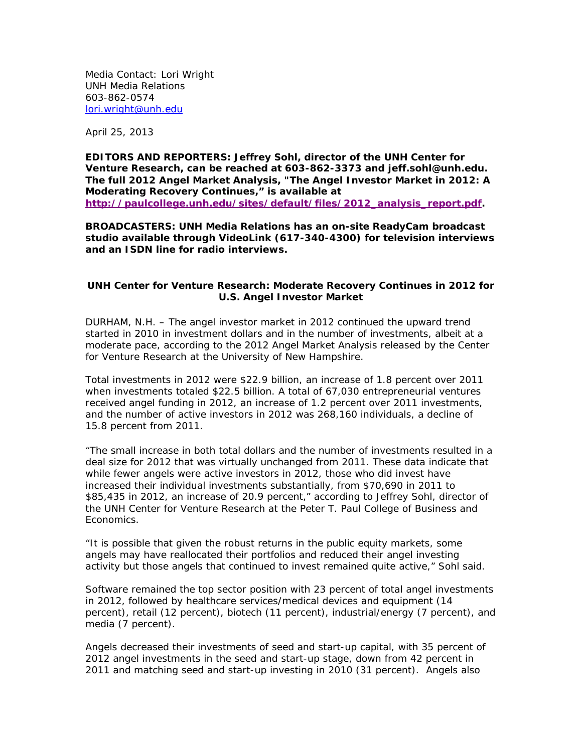Media Contact: Lori Wright
UNH Media Relations
603-862-0574
lori.wright@unh.edu

April 25, 2013

**EDITORS AND REPORTERS: Jeffrey Sohl, director of the UNH Center for Venture Research, can be reached at 603-862-3373 and jeff.sohl@unh.edu. The full 2012 Angel Market Analysis, "The Angel Investor Market in 2012: A Moderating Recovery Continues," is available at http://paulcollege.unh.edu/sites/default/files/2012_analysis_report.pdf.**

**BROADCASTERS: UNH Media Relations has an on-site ReadyCam broadcast studio available through VideoLink (617-340-4300) for television interviews and an ISDN line for radio interviews.**

## UNH Center for Venture Research: Moderate Recovery Continues in 2012 for U.S. Angel Investor Market

DURHAM, N.H. – The angel investor market in 2012 continued the upward trend started in 2010 in investment dollars and in the number of investments, albeit at a moderate pace, according to the 2012 Angel Market Analysis released by the Center for Venture Research at the University of New Hampshire.

Total investments in 2012 were $22.9 billion, an increase of 1.8 percent over 2011 when investments totaled $22.5 billion. A total of 67,030 entrepreneurial ventures received angel funding in 2012, an increase of 1.2 percent over 2011 investments, and the number of active investors in 2012 was 268,160 individuals, a decline of 15.8 percent from 2011.

"The small increase in both total dollars and the number of investments resulted in a deal size for 2012 that was virtually unchanged from 2011. These data indicate that while fewer angels were active investors in 2012, those who did invest have increased their individual investments substantially, from $70,690 in 2011 to $85,435 in 2012, an increase of 20.9 percent," according to Jeffrey Sohl, director of the UNH Center for Venture Research at the Peter T. Paul College of Business and Economics.

"It is possible that given the robust returns in the public equity markets, some angels may have reallocated their portfolios and reduced their angel investing activity but those angels that continued to invest remained quite active," Sohl said.

Software remained the top sector position with 23 percent of total angel investments in 2012, followed by healthcare services/medical devices and equipment (14 percent), retail (12 percent), biotech (11 percent), industrial/energy (7 percent), and media (7 percent).

Angels decreased their investments of seed and start-up capital, with 35 percent of 2012 angel investments in the seed and start-up stage, down from 42 percent in 2011 and matching seed and start-up investing in 2010 (31 percent). Angels also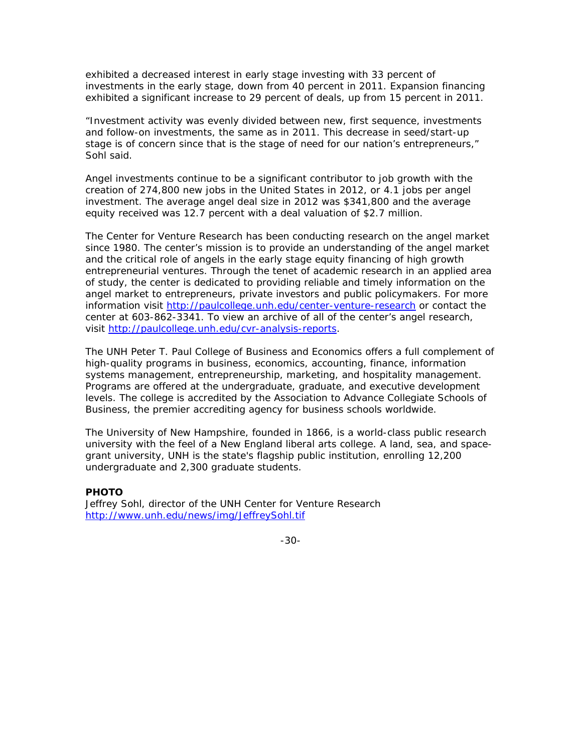exhibited a decreased interest in early stage investing with 33 percent of investments in the early stage, down from 40 percent in 2011. Expansion financing exhibited a significant increase to 29 percent of deals, up from 15 percent in 2011.

"Investment activity was evenly divided between new, first sequence, investments and follow-on investments, the same as in 2011. This decrease in seed/start-up stage is of concern since that is the stage of need for our nation's entrepreneurs," Sohl said.

Angel investments continue to be a significant contributor to job growth with the creation of 274,800 new jobs in the United States in 2012, or 4.1 jobs per angel investment. The average angel deal size in 2012 was $341,800 and the average equity received was 12.7 percent with a deal valuation of $2.7 million.

The Center for Venture Research has been conducting research on the angel market since 1980. The center's mission is to provide an understanding of the angel market and the critical role of angels in the early stage equity financing of high growth entrepreneurial ventures. Through the tenet of academic research in an applied area of study, the center is dedicated to providing reliable and timely information on the angel market to entrepreneurs, private investors and public policymakers. For more information visit http://paulcollege.unh.edu/center-venture-research or contact the center at 603-862-3341. To view an archive of all of the center's angel research, visit http://paulcollege.unh.edu/cvr-analysis-reports.

The UNH Peter T. Paul College of Business and Economics offers a full complement of high-quality programs in business, economics, accounting, finance, information systems management, entrepreneurship, marketing, and hospitality management. Programs are offered at the undergraduate, graduate, and executive development levels. The college is accredited by the Association to Advance Collegiate Schools of Business, the premier accrediting agency for business schools worldwide.

The University of New Hampshire, founded in 1866, is a world-class public research university with the feel of a New England liberal arts college. A land, sea, and space-grant university, UNH is the state's flagship public institution, enrolling 12,200 undergraduate and 2,300 graduate students.

**PHOTO**
Jeffrey Sohl, director of the UNH Center for Venture Research
http://www.unh.edu/news/img/JeffreySohl.tif

-30-